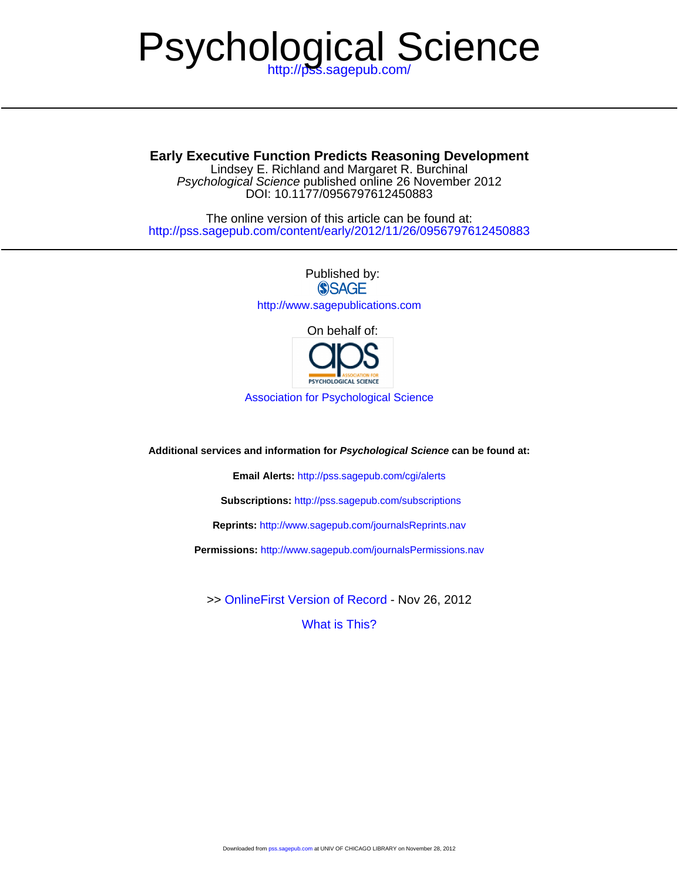# Psychological Science

http://pss.sagepub.com/

**Early Executive Function Predicts Reasoning Development**

Lindsey E. Richland and Margaret R. Burchinal

*Psychological Science* published online 26 November 2012

DOI: 10.1177/0956797612450883

The online version of this article can be found at:

http://pss.sagepub.com/content/early/2012/11/26/0956797612450883

Published by:

SAGE

http://www.sagepublications.com

On behalf of:

Association for Psychological Science

**Additional services and information for *Psychological Science* can be found at:**

**Email Alerts:** http://pss.sagepub.com/cgi/alerts

**Subscriptions:** http://pss.sagepub.com/subscriptions

**Reprints:** http://www.sagepub.com/journalsReprints.nav

**Permissions:** http://www.sagepub.com/journalsPermissions.nav

>> OnlineFirst Version of Record - Nov 26, 2012

What is This?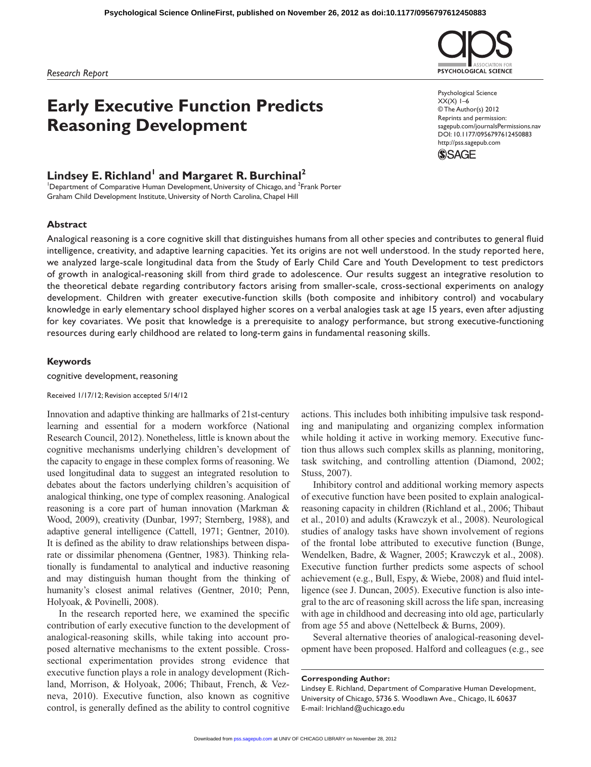# Early Executive Function Predicts Reasoning Development

## Lindsey E. Richland[1] and Margaret R. Burchinal[2]

[1]Department of Comparative Human Development, University of Chicago, and [2]Frank Porter Graham Child Development Institute, University of North Carolina, Chapel Hill

### Abstract

Analogical reasoning is a core cognitive skill that distinguishes humans from all other species and contributes to general fluid intelligence, creativity, and adaptive learning capacities. Yet its origins are not well understood. In the study reported here, we analyzed large-scale longitudinal data from the Study of Early Child Care and Youth Development to test predictors of growth in analogical-reasoning skill from third grade to adolescence. Our results suggest an integrative resolution to the theoretical debate regarding contributory factors arising from smaller-scale, cross-sectional experiments on analogy development. Children with greater executive-function skills (both composite and inhibitory control) and vocabulary knowledge in early elementary school displayed higher scores on a verbal analogies task at age 15 years, even after adjusting for key covariates. We posit that knowledge is a prerequisite to analogy performance, but strong executive-functioning resources during early childhood are related to long-term gains in fundamental reasoning skills.

### Keywords

cognitive development, reasoning

Received 1/17/12; Revision accepted 5/14/12

Innovation and adaptive thinking are hallmarks of 21st-century learning and essential for a modern workforce (National Research Council, 2012). Nonetheless, little is known about the cognitive mechanisms underlying children's development of the capacity to engage in these complex forms of reasoning. We used longitudinal data to suggest an integrated resolution to debates about the factors underlying children's acquisition of analogical thinking, one type of complex reasoning. Analogical reasoning is a core part of human innovation (Markman & Wood, 2009), creativity (Dunbar, 1997; Sternberg, 1988), and adaptive general intelligence (Cattell, 1971; Gentner, 2010). It is defined as the ability to draw relationships between disparate or dissimilar phenomena (Gentner, 1983). Thinking relationally is fundamental to analytical and inductive reasoning and may distinguish human thought from the thinking of humanity's closest animal relatives (Gentner, 2010; Penn, Holyoak, & Povinelli, 2008).

In the research reported here, we examined the specific contribution of early executive function to the development of analogical-reasoning skills, while taking into account proposed alternative mechanisms to the extent possible. Cross-sectional experimentation provides strong evidence that executive function plays a role in analogy development (Richland, Morrison, & Holyoak, 2006; Thibaut, French, & Vezneva, 2010). Executive function, also known as cognitive control, is generally defined as the ability to control cognitive actions. This includes both inhibiting impulsive task responding and manipulating and organizing complex information while holding it active in working memory. Executive function thus allows such complex skills as planning, monitoring, task switching, and controlling attention (Diamond, 2002; Stuss, 2007).

Inhibitory control and additional working memory aspects of executive function have been posited to explain analogical-reasoning capacity in children (Richland et al., 2006; Thibaut et al., 2010) and adults (Krawczyk et al., 2008). Neurological studies of analogy tasks have shown involvement of regions of the frontal lobe attributed to executive function (Bunge, Wendelken, Badre, & Wagner, 2005; Krawczyk et al., 2008). Executive function further predicts some aspects of school achievement (e.g., Bull, Espy, & Wiebe, 2008) and fluid intelligence (see J. Duncan, 2005). Executive function is also integral to the arc of reasoning skill across the life span, increasing with age in childhood and decreasing into old age, particularly from age 55 and above (Nettelbeck & Burns, 2009).

Several alternative theories of analogical-reasoning development have been proposed. Halford and colleagues (e.g., see

**Corresponding Author:**
Lindsey E. Richland, Department of Comparative Human Development, University of Chicago, 5736 S. Woodlawn Ave., Chicago, IL 60637
E-mail: lrichland@uchicago.edu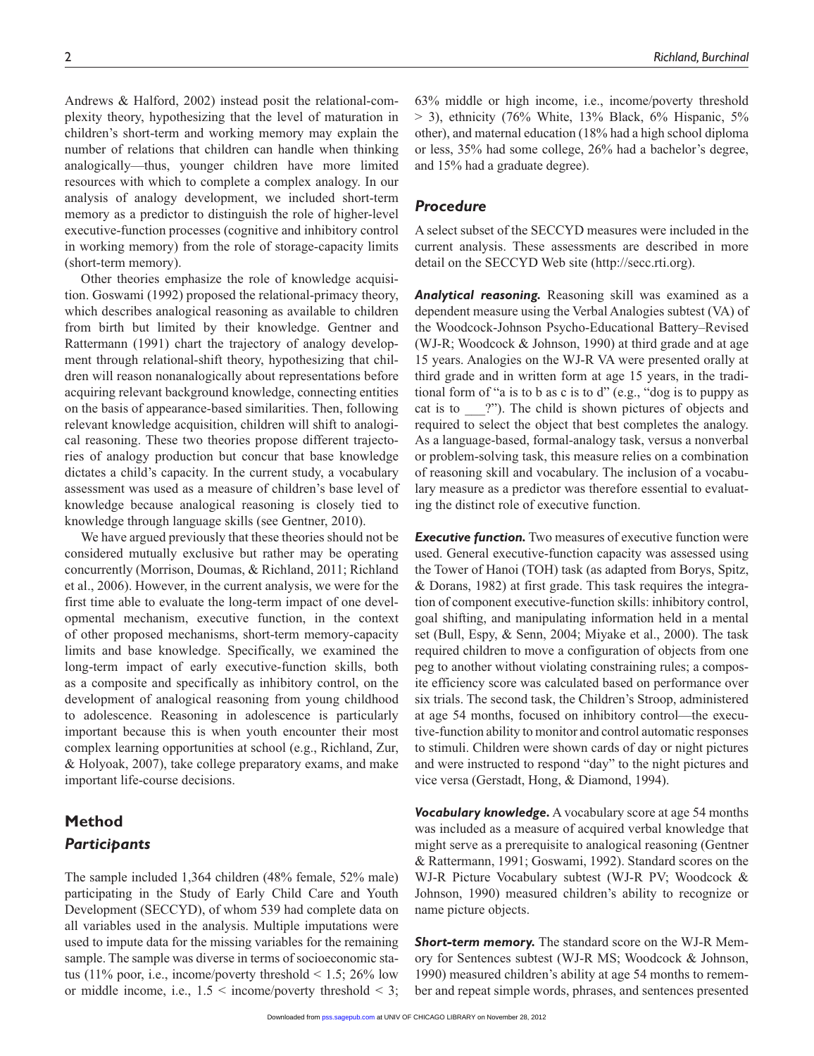Andrews & Halford, 2002) instead posit the relational-complexity theory, hypothesizing that the level of maturation in children's short-term and working memory may explain the number of relations that children can handle when thinking analogically—thus, younger children have more limited resources with which to complete a complex analogy. In our analysis of analogy development, we included short-term memory as a predictor to distinguish the role of higher-level executive-function processes (cognitive and inhibitory control in working memory) from the role of storage-capacity limits (short-term memory).

Other theories emphasize the role of knowledge acquisition. Goswami (1992) proposed the relational-primacy theory, which describes analogical reasoning as available to children from birth but limited by their knowledge. Gentner and Rattermann (1991) chart the trajectory of analogy development through relational-shift theory, hypothesizing that children will reason nonanalogically about representations before acquiring relevant background knowledge, connecting entities on the basis of appearance-based similarities. Then, following relevant knowledge acquisition, children will shift to analogical reasoning. These two theories propose different trajectories of analogy production but concur that base knowledge dictates a child's capacity. In the current study, a vocabulary assessment was used as a measure of children's base level of knowledge because analogical reasoning is closely tied to knowledge through language skills (see Gentner, 2010).

We have argued previously that these theories should not be considered mutually exclusive but rather may be operating concurrently (Morrison, Doumas, & Richland, 2011; Richland et al., 2006). However, in the current analysis, we were for the first time able to evaluate the long-term impact of one developmental mechanism, executive function, in the context of other proposed mechanisms, short-term memory-capacity limits and base knowledge. Specifically, we examined the long-term impact of early executive-function skills, both as a composite and specifically as inhibitory control, on the development of analogical reasoning from young childhood to adolescence. Reasoning in adolescence is particularly important because this is when youth encounter their most complex learning opportunities at school (e.g., Richland, Zur, & Holyoak, 2007), take college preparatory exams, and make important life-course decisions.

## Method

### Participants

The sample included 1,364 children (48% female, 52% male) participating in the Study of Early Child Care and Youth Development (SECCYD), of whom 539 had complete data on all variables used in the analysis. Multiple imputations were used to impute data for the missing variables for the remaining sample. The sample was diverse in terms of socioeconomic status (11% poor, i.e., income/poverty threshold < 1.5; 26% low or middle income, i.e., 1.5 < income/poverty threshold < 3; 63% middle or high income, i.e., income/poverty threshold > 3), ethnicity (76% White, 13% Black, 6% Hispanic, 5% other), and maternal education (18% had a high school diploma or less, 35% had some college, 26% had a bachelor's degree, and 15% had a graduate degree).

### Procedure

A select subset of the SECCYD measures were included in the current analysis. These assessments are described in more detail on the SECCYD Web site (http://secc.rti.org).

***Analytical reasoning.*** Reasoning skill was examined as a dependent measure using the Verbal Analogies subtest (VA) of the Woodcock-Johnson Psycho-Educational Battery–Revised (WJ-R; Woodcock & Johnson, 1990) at third grade and at age 15 years. Analogies on the WJ-R VA were presented orally at third grade and in written form at age 15 years, in the traditional form of "a is to b as c is to d" (e.g., "dog is to puppy as cat is to ___?"). The child is shown pictures of objects and required to select the object that best completes the analogy. As a language-based, formal-analogy task, versus a nonverbal or problem-solving task, this measure relies on a combination of reasoning skill and vocabulary. The inclusion of a vocabulary measure as a predictor was therefore essential to evaluating the distinct role of executive function.

***Executive function.*** Two measures of executive function were used. General executive-function capacity was assessed using the Tower of Hanoi (TOH) task (as adapted from Borys, Spitz, & Dorans, 1982) at first grade. This task requires the integration of component executive-function skills: inhibitory control, goal shifting, and manipulating information held in a mental set (Bull, Espy, & Senn, 2004; Miyake et al., 2000). The task required children to move a configuration of objects from one peg to another without violating constraining rules; a composite efficiency score was calculated based on performance over six trials. The second task, the Children's Stroop, administered at age 54 months, focused on inhibitory control—the executive-function ability to monitor and control automatic responses to stimuli. Children were shown cards of day or night pictures and were instructed to respond "day" to the night pictures and vice versa (Gerstadt, Hong, & Diamond, 1994).

***Vocabulary knowledge.*** A vocabulary score at age 54 months was included as a measure of acquired verbal knowledge that might serve as a prerequisite to analogical reasoning (Gentner & Rattermann, 1991; Goswami, 1992). Standard scores on the WJ-R Picture Vocabulary subtest (WJ-R PV; Woodcock & Johnson, 1990) measured children's ability to recognize or name picture objects.

***Short-term memory.*** The standard score on the WJ-R Memory for Sentences subtest (WJ-R MS; Woodcock & Johnson, 1990) measured children's ability at age 54 months to remember and repeat simple words, phrases, and sentences presented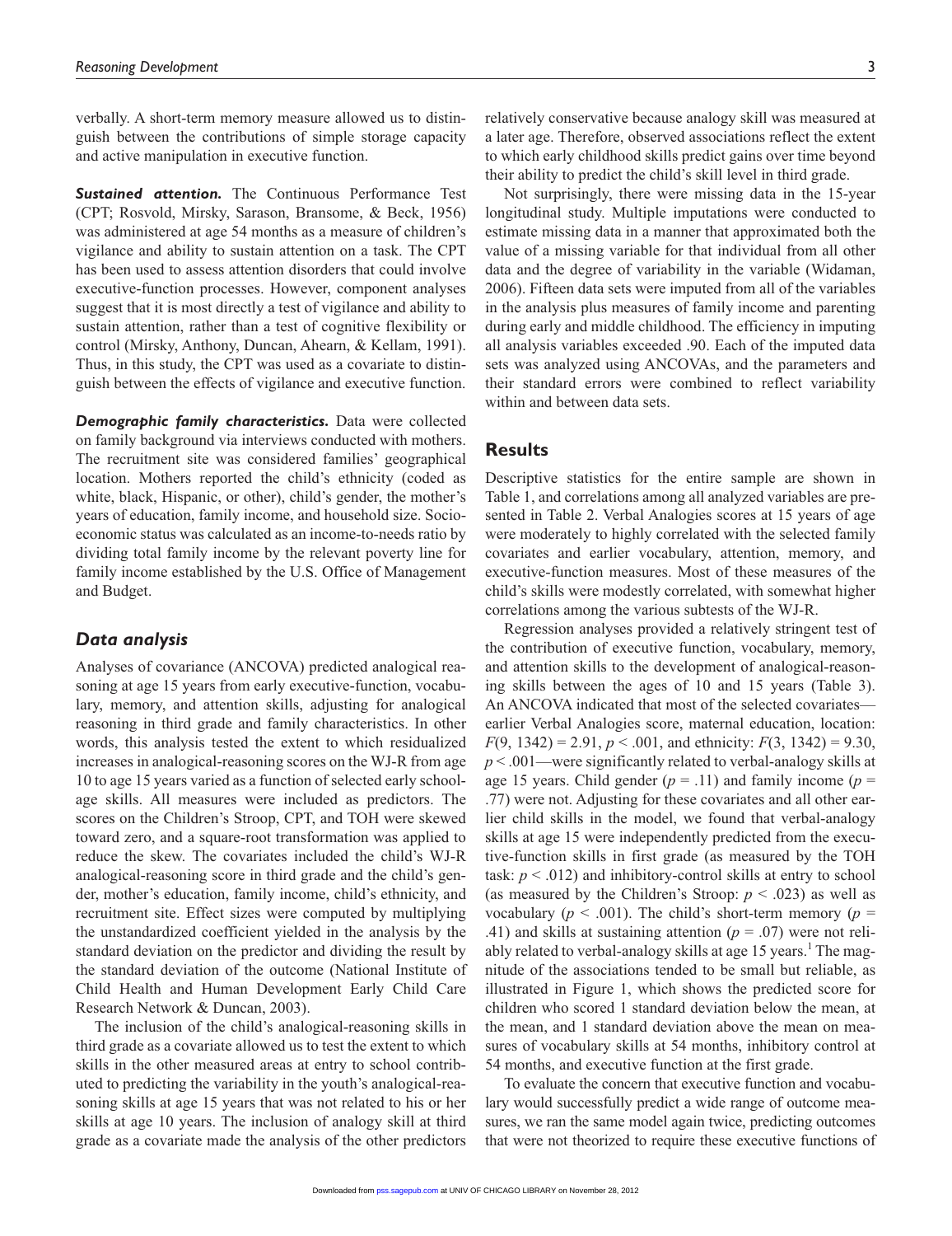verbally. A short-term memory measure allowed us to distinguish between the contributions of simple storage capacity and active manipulation in executive function.

***Sustained attention.*** The Continuous Performance Test (CPT; Rosvold, Mirsky, Sarason, Bransome, & Beck, 1956) was administered at age 54 months as a measure of children's vigilance and ability to sustain attention on a task. The CPT has been used to assess attention disorders that could involve executive-function processes. However, component analyses suggest that it is most directly a test of vigilance and ability to sustain attention, rather than a test of cognitive flexibility or control (Mirsky, Anthony, Duncan, Ahearn, & Kellam, 1991). Thus, in this study, the CPT was used as a covariate to distinguish between the effects of vigilance and executive function.

***Demographic family characteristics.*** Data were collected on family background via interviews conducted with mothers. The recruitment site was considered families' geographical location. Mothers reported the child's ethnicity (coded as white, black, Hispanic, or other), child's gender, the mother's years of education, family income, and household size. Socioeconomic status was calculated as an income-to-needs ratio by dividing total family income by the relevant poverty line for family income established by the U.S. Office of Management and Budget.

## *Data analysis*

Analyses of covariance (ANCOVA) predicted analogical reasoning at age 15 years from early executive-function, vocabulary, memory, and attention skills, adjusting for analogical reasoning in third grade and family characteristics. In other words, this analysis tested the extent to which residualized increases in analogical-reasoning scores on the WJ-R from age 10 to age 15 years varied as a function of selected early school-age skills. All measures were included as predictors. The scores on the Children's Stroop, CPT, and TOH were skewed toward zero, and a square-root transformation was applied to reduce the skew. The covariates included the child's WJ-R analogical-reasoning score in third grade and the child's gender, mother's education, family income, child's ethnicity, and recruitment site. Effect sizes were computed by multiplying the unstandardized coefficient yielded in the analysis by the standard deviation on the predictor and dividing the result by the standard deviation of the outcome (National Institute of Child Health and Human Development Early Child Care Research Network & Duncan, 2003).

The inclusion of the child's analogical-reasoning skills in third grade as a covariate allowed us to test the extent to which skills in the other measured areas at entry to school contributed to predicting the variability in the youth's analogical-reasoning skills at age 15 years that was not related to his or her skills at age 10 years. The inclusion of analogy skill at third grade as a covariate made the analysis of the other predictors relatively conservative because analogy skill was measured at a later age. Therefore, observed associations reflect the extent to which early childhood skills predict gains over time beyond their ability to predict the child's skill level in third grade.

Not surprisingly, there were missing data in the 15-year longitudinal study. Multiple imputations were conducted to estimate missing data in a manner that approximated both the value of a missing variable for that individual from all other data and the degree of variability in the variable (Widaman, 2006). Fifteen data sets were imputed from all of the variables in the analysis plus measures of family income and parenting during early and middle childhood. The efficiency in imputing all analysis variables exceeded .90. Each of the imputed data sets was analyzed using ANCOVAs, and the parameters and their standard errors were combined to reflect variability within and between data sets.

## Results

Descriptive statistics for the entire sample are shown in Table 1, and correlations among all analyzed variables are presented in Table 2. Verbal Analogies scores at 15 years of age were moderately to highly correlated with the selected family covariates and earlier vocabulary, attention, memory, and executive-function measures. Most of these measures of the child's skills were modestly correlated, with somewhat higher correlations among the various subtests of the WJ-R.

Regression analyses provided a relatively stringent test of the contribution of executive function, vocabulary, memory, and attention skills to the development of analogical-reasoning skills between the ages of 10 and 15 years (Table 3). An ANCOVA indicated that most of the selected covariates—earlier Verbal Analogies score, maternal education, location: $F(9, 1342) = 2.91$, $p < .001$, and ethnicity: $F(3, 1342) = 9.30$, $p < .001$—were significantly related to verbal-analogy skills at age 15 years. Child gender ($p = .11$) and family income ($p = .77$) were not. Adjusting for these covariates and all other earlier child skills in the model, we found that verbal-analogy skills at age 15 were independently predicted from the executive-function skills in first grade (as measured by the TOH task: $p < .012$) and inhibitory-control skills at entry to school (as measured by the Children's Stroop: $p < .023$) as well as vocabulary ($p < .001$). The child's short-term memory ($p = .41$) and skills at sustaining attention ($p = .07$) were not reliably related to verbal-analogy skills at age 15 years.[1] The magnitude of the associations tended to be small but reliable, as illustrated in Figure 1, which shows the predicted score for children who scored 1 standard deviation below the mean, at the mean, and 1 standard deviation above the mean on measures of vocabulary skills at 54 months, inhibitory control at 54 months, and executive function at the first grade.

To evaluate the concern that executive function and vocabulary would successfully predict a wide range of outcome measures, we ran the same model again twice, predicting outcomes that were not theorized to require these executive functions of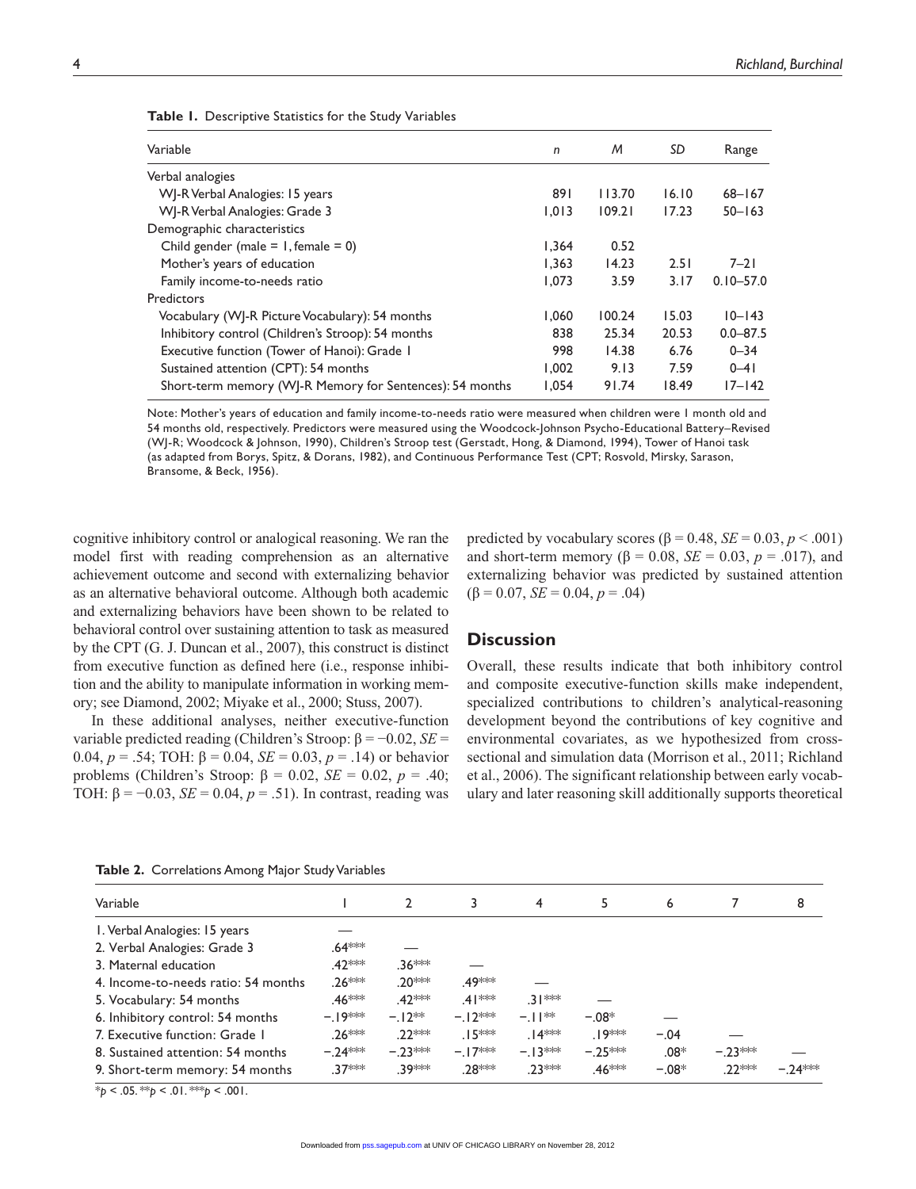**Table 1.** Descriptive Statistics for the Study Variables

| Variable | *n* | *M* | *SD* | Range |
|---|---|---|---|---|
| Verbal analogies | | | | |
| WJ-R Verbal Analogies: 15 years | 891 | 113.70 | 16.10 | 68–167 |
| WJ-R Verbal Analogies: Grade 3 | 1,013 | 109.21 | 17.23 | 50–163 |
| Demographic characteristics | | | | |
| Child gender (male = 1, female = 0) | 1,364 | 0.52 | | |
| Mother's years of education | 1,363 | 14.23 | 2.51 | 7–21 |
| Family income-to-needs ratio | 1,073 | 3.59 | 3.17 | 0.10–57.0 |
| Predictors | | | | |
| Vocabulary (WJ-R Picture Vocabulary): 54 months | 1,060 | 100.24 | 15.03 | 10–143 |
| Inhibitory control (Children's Stroop): 54 months | 838 | 25.34 | 20.53 | 0.0–87.5 |
| Executive function (Tower of Hanoi): Grade 1 | 998 | 14.38 | 6.76 | 0–34 |
| Sustained attention (CPT): 54 months | 1,002 | 9.13 | 7.59 | 0–41 |
| Short-term memory (WJ-R Memory for Sentences): 54 months | 1,054 | 91.74 | 18.49 | 17–142 |

Note: Mother's years of education and family income-to-needs ratio were measured when children were 1 month old and 54 months old, respectively. Predictors were measured using the Woodcock-Johnson Psycho-Educational Battery–Revised (WJ-R; Woodcock & Johnson, 1990), Children's Stroop test (Gerstadt, Hong, & Diamond, 1994), Tower of Hanoi task (as adapted from Borys, Spitz, & Dorans, 1982), and Continuous Performance Test (CPT; Rosvold, Mirsky, Sarason, Bransome, & Beck, 1956).

cognitive inhibitory control or analogical reasoning. We ran the model first with reading comprehension as an alternative achievement outcome and second with externalizing behavior as an alternative behavioral outcome. Although both academic and externalizing behaviors have been shown to be related to behavioral control over sustaining attention to task as measured by the CPT (G. J. Duncan et al., 2007), this construct is distinct from executive function as defined here (i.e., response inhibition and the ability to manipulate information in working memory; see Diamond, 2002; Miyake et al., 2000; Stuss, 2007).

In these additional analyses, neither executive-function variable predicted reading (Children's Stroop: $\beta = -0.02$, $SE = 0.04$, $p = .54$; TOH: $\beta = 0.04$, $SE = 0.03$, $p = .14$) or behavior problems (Children's Stroop: $\beta = 0.02$, $SE = 0.02$, $p = .40$; TOH: $\beta = -0.03$, $SE = 0.04$, $p = .51$). In contrast, reading was predicted by vocabulary scores ($\beta = 0.48$, $SE = 0.03$, $p < .001$) and short-term memory ($\beta = 0.08$, $SE = 0.03$, $p = .017$), and externalizing behavior was predicted by sustained attention ($\beta = 0.07$, $SE = 0.04$, $p = .04$)

## Discussion

Overall, these results indicate that both inhibitory control and composite executive-function skills make independent, specialized contributions to children's analytical-reasoning development beyond the contributions of key cognitive and environmental covariates, as we hypothesized from cross-sectional and simulation data (Morrison et al., 2011; Richland et al., 2006). The significant relationship between early vocabulary and later reasoning skill additionally supports theoretical

**Table 2.** Correlations Among Major Study Variables

| Variable | 1 | 2 | 3 | 4 | 5 | 6 | 7 | 8 |
|---|---|---|---|---|---|---|---|---|
| 1. Verbal Analogies: 15 years | — | | | | | | | |
| 2. Verbal Analogies: Grade 3 | .64*** | — | | | | | | |
| 3. Maternal education | .42*** | .36*** | — | | | | | |
| 4. Income-to-needs ratio: 54 months | .26*** | .20*** | .49*** | — | | | | |
| 5. Vocabulary: 54 months | .46*** | .42*** | .41*** | .31*** | — | | | |
| 6. Inhibitory control: 54 months | −.19*** | −.12** | −.12*** | −.11** | −.08* | — | | |
| 7. Executive function: Grade 1 | .26*** | .22*** | .15*** | .14*** | .19*** | −.04 | — | |
| 8. Sustained attention: 54 months | −.24*** | −.23*** | −.17*** | −.13*** | −.25*** | .08* | −.23*** | — |
| 9. Short-term memory: 54 months | .37*** | .39*** | .28*** | .23*** | .46*** | −.08* | .22*** | −.24*** |

*$p < .05$. **$p < .01$. ***$p < .001$.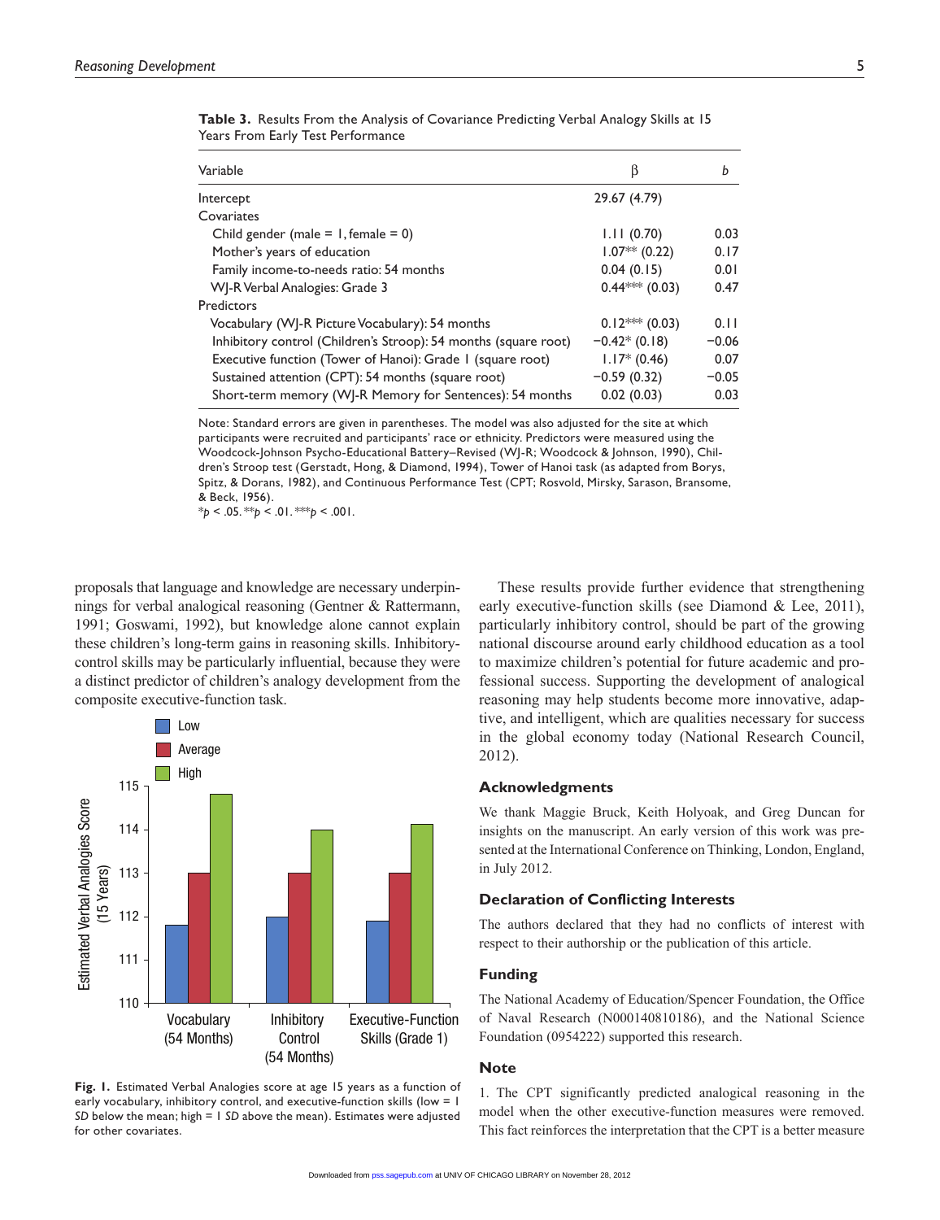**Table 3.** Results From the Analysis of Covariance Predicting Verbal Analogy Skills at 15 Years From Early Test Performance

| Variable | β | *b* |
|---|---|---|
| Intercept | 29.67 (4.79) | |
| Covariates | | |
| Child gender (male = 1, female = 0) | 1.11 (0.70) | 0.03 |
| Mother's years of education | 1.07** (0.22) | 0.17 |
| Family income-to-needs ratio: 54 months | 0.04 (0.15) | 0.01 |
| WJ-R Verbal Analogies: Grade 3 | 0.44*** (0.03) | 0.47 |
| Predictors | | |
| Vocabulary (WJ-R Picture Vocabulary): 54 months | 0.12*** (0.03) | 0.11 |
| Inhibitory control (Children's Stroop): 54 months (square root) | −0.42* (0.18) | −0.06 |
| Executive function (Tower of Hanoi): Grade 1 (square root) | 1.17* (0.46) | 0.07 |
| Sustained attention (CPT): 54 months (square root) | −0.59 (0.32) | −0.05 |
| Short-term memory (WJ-R Memory for Sentences): 54 months | 0.02 (0.03) | 0.03 |

Note: Standard errors are given in parentheses. The model was also adjusted for the site at which participants were recruited and participants' race or ethnicity. Predictors were measured using the Woodcock-Johnson Psycho-Educational Battery–Revised (WJ-R; Woodcock & Johnson, 1990), Children's Stroop test (Gerstadt, Hong, & Diamond, 1994), Tower of Hanoi task (as adapted from Borys, Spitz, & Dorans, 1982), and Continuous Performance Test (CPT; Rosvold, Mirsky, Sarason, Bransome, & Beck, 1956).

*$p < .05$. **$p < .01$. ***$p < .001$.

proposals that language and knowledge are necessary underpinnings for verbal analogical reasoning (Gentner & Rattermann, 1991; Goswami, 1992), but knowledge alone cannot explain these children's long-term gains in reasoning skills. Inhibitory-control skills may be particularly influential, because they were a distinct predictor of children's analogy development from the composite executive-function task.

**Fig. 1.** Estimated Verbal Analogies score at age 15 years as a function of early vocabulary, inhibitory control, and executive-function skills (low = 1 *SD* below the mean; high = 1 *SD* above the mean). Estimates were adjusted for other covariates.

These results provide further evidence that strengthening early executive-function skills (see Diamond & Lee, 2011), particularly inhibitory control, should be part of the growing national discourse around early childhood education as a tool to maximize children's potential for future academic and professional success. Supporting the development of analogical reasoning may help students become more innovative, adaptive, and intelligent, which are qualities necessary for success in the global economy today (National Research Council, 2012).

## Acknowledgments

We thank Maggie Bruck, Keith Holyoak, and Greg Duncan for insights on the manuscript. An early version of this work was presented at the International Conference on Thinking, London, England, in July 2012.

## Declaration of Conflicting Interests

The authors declared that they had no conflicts of interest with respect to their authorship or the publication of this article.

## Funding

The National Academy of Education/Spencer Foundation, the Office of Naval Research (N000140810186), and the National Science Foundation (0954222) supported this research.

## Note

1. The CPT significantly predicted analogical reasoning in the model when the other executive-function measures were removed. This fact reinforces the interpretation that the CPT is a better measure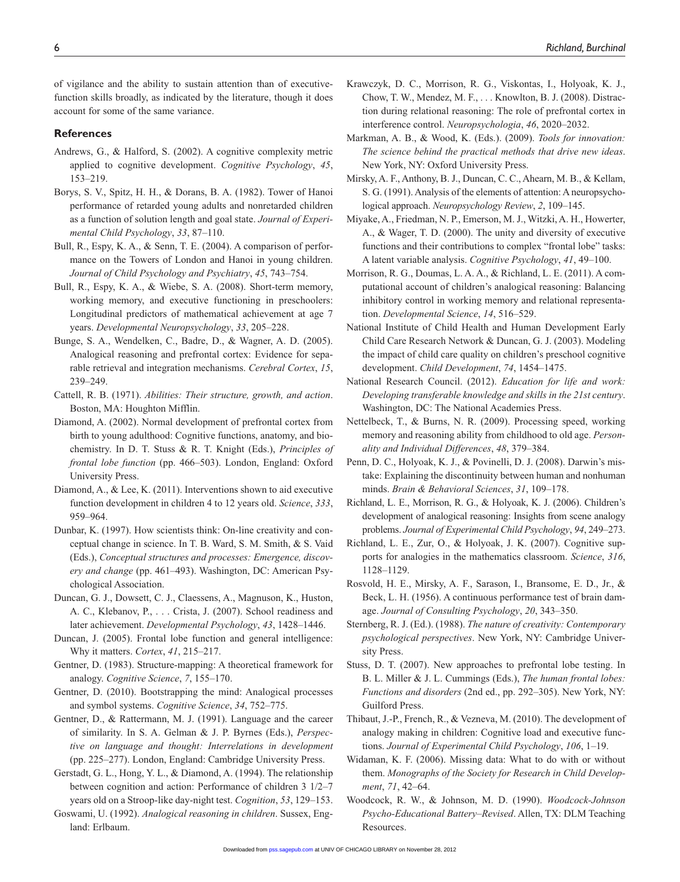of vigilance and the ability to sustain attention than of executive-function skills broadly, as indicated by the literature, though it does account for some of the same variance.

## References

Andrews, G., & Halford, S. (2002). A cognitive complexity metric applied to cognitive development. *Cognitive Psychology*, *45*, 153–219.

Borys, S. V., Spitz, H. H., & Dorans, B. A. (1982). Tower of Hanoi performance of retarded young adults and nonretarded children as a function of solution length and goal state. *Journal of Experimental Child Psychology*, *33*, 87–110.

Bull, R., Espy, K. A., & Senn, T. E. (2004). A comparison of performance on the Towers of London and Hanoi in young children. *Journal of Child Psychology and Psychiatry*, *45*, 743–754.

Bull, R., Espy, K. A., & Wiebe, S. A. (2008). Short-term memory, working memory, and executive functioning in preschoolers: Longitudinal predictors of mathematical achievement at age 7 years. *Developmental Neuropsychology*, *33*, 205–228.

Bunge, S. A., Wendelken, C., Badre, D., & Wagner, A. D. (2005). Analogical reasoning and prefrontal cortex: Evidence for separable retrieval and integration mechanisms. *Cerebral Cortex*, *15*, 239–249.

Cattell, R. B. (1971). *Abilities: Their structure, growth, and action*. Boston, MA: Houghton Mifflin.

Diamond, A. (2002). Normal development of prefrontal cortex from birth to young adulthood: Cognitive functions, anatomy, and biochemistry. In D. T. Stuss & R. T. Knight (Eds.), *Principles of frontal lobe function* (pp. 466–503). London, England: Oxford University Press.

Diamond, A., & Lee, K. (2011). Interventions shown to aid executive function development in children 4 to 12 years old. *Science*, *333*, 959–964.

Dunbar, K. (1997). How scientists think: On-line creativity and conceptual change in science. In T. B. Ward, S. M. Smith, & S. Vaid (Eds.), *Conceptual structures and processes: Emergence, discovery and change* (pp. 461–493). Washington, DC: American Psychological Association.

Duncan, G. J., Dowsett, C. J., Claessens, A., Magnuson, K., Huston, A. C., Klebanov, P., . . . Crista, J. (2007). School readiness and later achievement. *Developmental Psychology*, *43*, 1428–1446.

Duncan, J. (2005). Frontal lobe function and general intelligence: Why it matters. *Cortex*, *41*, 215–217.

Gentner, D. (1983). Structure-mapping: A theoretical framework for analogy. *Cognitive Science*, *7*, 155–170.

Gentner, D. (2010). Bootstrapping the mind: Analogical processes and symbol systems. *Cognitive Science*, *34*, 752–775.

Gentner, D., & Rattermann, M. J. (1991). Language and the career of similarity. In S. A. Gelman & J. P. Byrnes (Eds.), *Perspective on language and thought: Interrelations in development* (pp. 225–277). London, England: Cambridge University Press.

Gerstadt, G. L., Hong, Y. L., & Diamond, A. (1994). The relationship between cognition and action: Performance of children 3 1/2–7 years old on a Stroop-like day-night test. *Cognition*, *53*, 129–153.

Goswami, U. (1992). *Analogical reasoning in children*. Sussex, England: Erlbaum.

Krawczyk, D. C., Morrison, R. G., Viskontas, I., Holyoak, K. J., Chow, T. W., Mendez, M. F., . . . Knowlton, B. J. (2008). Distraction during relational reasoning: The role of prefrontal cortex in interference control. *Neuropsychologia*, *46*, 2020–2032.

Markman, A. B., & Wood, K. (Eds.). (2009). *Tools for innovation: The science behind the practical methods that drive new ideas*. New York, NY: Oxford University Press.

Mirsky, A. F., Anthony, B. J., Duncan, C. C., Ahearn, M. B., & Kellam, S. G. (1991). Analysis of the elements of attention: A neuropsychological approach. *Neuropsychology Review*, *2*, 109–145.

Miyake, A., Friedman, N. P., Emerson, M. J., Witzki, A. H., Howerter, A., & Wager, T. D. (2000). The unity and diversity of executive functions and their contributions to complex "frontal lobe" tasks: A latent variable analysis. *Cognitive Psychology*, *41*, 49–100.

Morrison, R. G., Doumas, L. A. A., & Richland, L. E. (2011). A computational account of children's analogical reasoning: Balancing inhibitory control in working memory and relational representation. *Developmental Science*, *14*, 516–529.

National Institute of Child Health and Human Development Early Child Care Research Network & Duncan, G. J. (2003). Modeling the impact of child care quality on children's preschool cognitive development. *Child Development*, *74*, 1454–1475.

National Research Council. (2012). *Education for life and work: Developing transferable knowledge and skills in the 21st century*. Washington, DC: The National Academies Press.

Nettelbeck, T., & Burns, N. R. (2009). Processing speed, working memory and reasoning ability from childhood to old age. *Personality and Individual Differences*, *48*, 379–384.

Penn, D. C., Holyoak, K. J., & Povinelli, D. J. (2008). Darwin's mistake: Explaining the discontinuity between human and nonhuman minds. *Brain & Behavioral Sciences*, *31*, 109–178.

Richland, L. E., Morrison, R. G., & Holyoak, K. J. (2006). Children's development of analogical reasoning: Insights from scene analogy problems. *Journal of Experimental Child Psychology*, *94*, 249–273.

Richland, L. E., Zur, O., & Holyoak, J. K. (2007). Cognitive supports for analogies in the mathematics classroom. *Science*, *316*, 1128–1129.

Rosvold, H. E., Mirsky, A. F., Sarason, I., Bransome, E. D., Jr., & Beck, L. H. (1956). A continuous performance test of brain damage. *Journal of Consulting Psychology*, *20*, 343–350.

Sternberg, R. J. (Ed.). (1988). *The nature of creativity: Contemporary psychological perspectives*. New York, NY: Cambridge University Press.

Stuss, D. T. (2007). New approaches to prefrontal lobe testing. In B. L. Miller & J. L. Cummings (Eds.), *The human frontal lobes: Functions and disorders* (2nd ed., pp. 292–305). New York, NY: Guilford Press.

Thibaut, J.-P., French, R., & Vezneva, M. (2010). The development of analogy making in children: Cognitive load and executive functions. *Journal of Experimental Child Psychology*, *106*, 1–19.

Widaman, K. F. (2006). Missing data: What to do with or without them. *Monographs of the Society for Research in Child Development*, *71*, 42–64.

Woodcock, R. W., & Johnson, M. D. (1990). *Woodcock-Johnson Psycho-Educational Battery–Revised*. Allen, TX: DLM Teaching Resources.